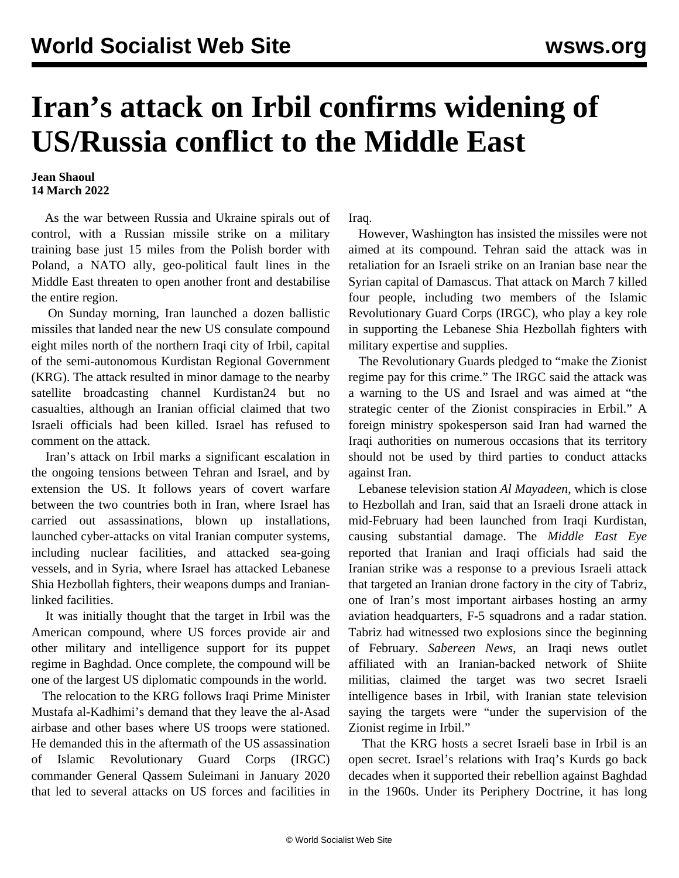# Iran's attack on Irbil confirms widening of US/Russia conflict to the Middle East

**Jean Shaoul**
**14 March 2022**

As the war between Russia and Ukraine spirals out of control, with a Russian missile strike on a military training base just 15 miles from the Polish border with Poland, a NATO ally, geo-political fault lines in the Middle East threaten to open another front and destabilise the entire region.

On Sunday morning, Iran launched a dozen ballistic missiles that landed near the new US consulate compound eight miles north of the northern Iraqi city of Irbil, capital of the semi-autonomous Kurdistan Regional Government (KRG). The attack resulted in minor damage to the nearby satellite broadcasting channel Kurdistan24 but no casualties, although an Iranian official claimed that two Israeli officials had been killed. Israel has refused to comment on the attack.

Iran's attack on Irbil marks a significant escalation in the ongoing tensions between Tehran and Israel, and by extension the US. It follows years of covert warfare between the two countries both in Iran, where Israel has carried out assassinations, blown up installations, launched cyber-attacks on vital Iranian computer systems, including nuclear facilities, and attacked sea-going vessels, and in Syria, where Israel has attacked Lebanese Shia Hezbollah fighters, their weapons dumps and Iranian-linked facilities.

It was initially thought that the target in Irbil was the American compound, where US forces provide air and other military and intelligence support for its puppet regime in Baghdad. Once complete, the compound will be one of the largest US diplomatic compounds in the world.

The relocation to the KRG follows Iraqi Prime Minister Mustafa al-Kadhimi's demand that they leave the al-Asad airbase and other bases where US troops were stationed. He demanded this in the aftermath of the US assassination of Islamic Revolutionary Guard Corps (IRGC) commander General Qassem Suleimani in January 2020 that led to several attacks on US forces and facilities in Iraq.

However, Washington has insisted the missiles were not aimed at its compound. Tehran said the attack was in retaliation for an Israeli strike on an Iranian base near the Syrian capital of Damascus. That attack on March 7 killed four people, including two members of the Islamic Revolutionary Guard Corps (IRGC), who play a key role in supporting the Lebanese Shia Hezbollah fighters with military expertise and supplies.

The Revolutionary Guards pledged to "make the Zionist regime pay for this crime." The IRGC said the attack was a warning to the US and Israel and was aimed at "the strategic center of the Zionist conspiracies in Erbil." A foreign ministry spokesperson said Iran had warned the Iraqi authorities on numerous occasions that its territory should not be used by third parties to conduct attacks against Iran.

Lebanese television station *Al Mayadeen*, which is close to Hezbollah and Iran, said that an Israeli drone attack in mid-February had been launched from Iraqi Kurdistan, causing substantial damage. The *Middle East Eye* reported that Iranian and Iraqi officials had said the Iranian strike was a response to a previous Israeli attack that targeted an Iranian drone factory in the city of Tabriz, one of Iran's most important airbases hosting an army aviation headquarters, F-5 squadrons and a radar station. Tabriz had witnessed two explosions since the beginning of February. *Sabereen News*, an Iraqi news outlet affiliated with an Iranian-backed network of Shiite militias, claimed the target was two secret Israeli intelligence bases in Irbil, with Iranian state television saying the targets were "under the supervision of the Zionist regime in Irbil."

That the KRG hosts a secret Israeli base in Irbil is an open secret. Israel's relations with Iraq's Kurds go back decades when it supported their rebellion against Baghdad in the 1960s. Under its Periphery Doctrine, it has long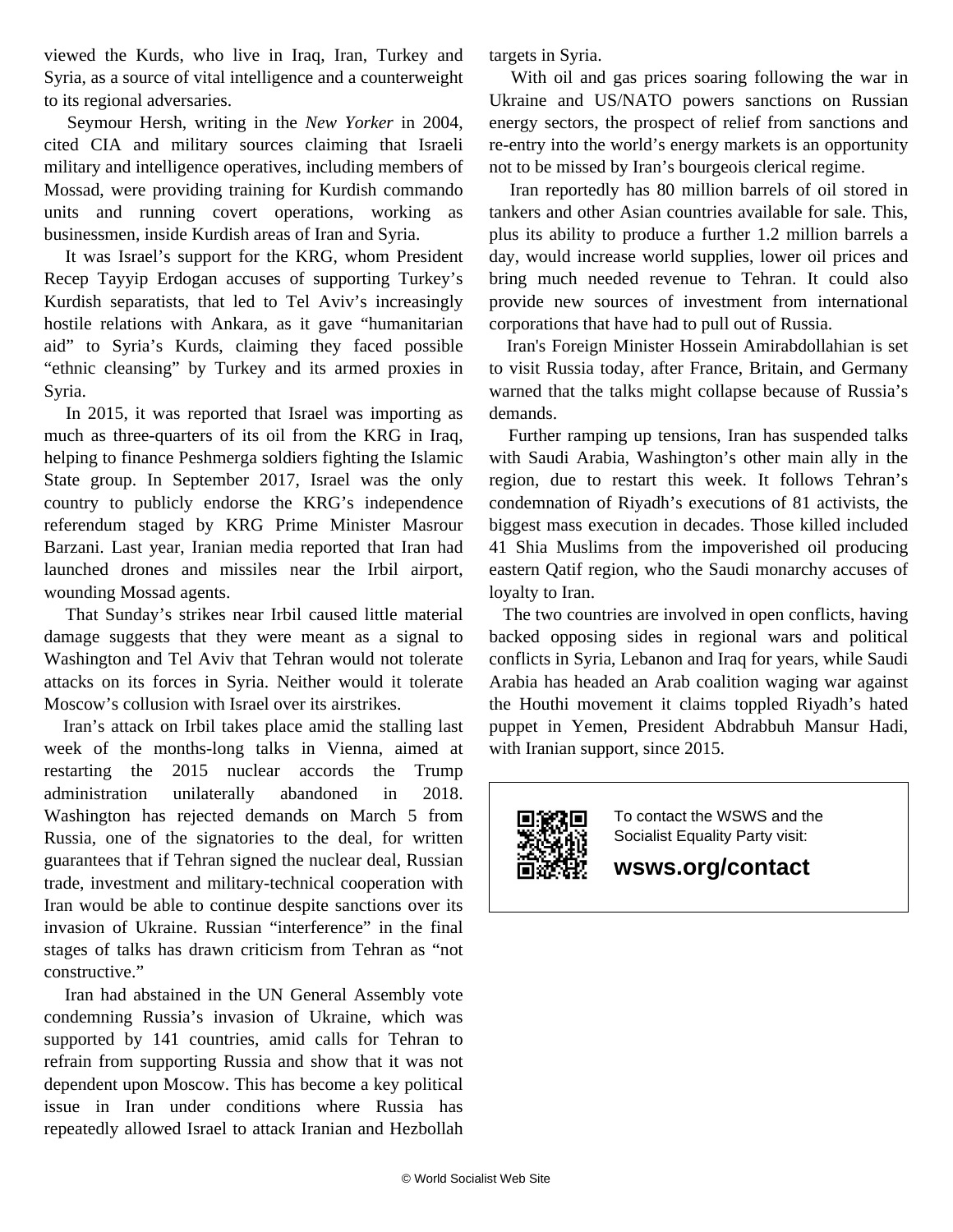viewed the Kurds, who live in Iraq, Iran, Turkey and Syria, as a source of vital intelligence and a counterweight to its regional adversaries.

Seymour Hersh, writing in the *New Yorker* in 2004, cited CIA and military sources claiming that Israeli military and intelligence operatives, including members of Mossad, were providing training for Kurdish commando units and running covert operations, working as businessmen, inside Kurdish areas of Iran and Syria.

It was Israel's support for the KRG, whom President Recep Tayyip Erdogan accuses of supporting Turkey's Kurdish separatists, that led to Tel Aviv's increasingly hostile relations with Ankara, as it gave "humanitarian aid" to Syria's Kurds, claiming they faced possible "ethnic cleansing" by Turkey and its armed proxies in Syria.

In 2015, it was reported that Israel was importing as much as three-quarters of its oil from the KRG in Iraq, helping to finance Peshmerga soldiers fighting the Islamic State group. In September 2017, Israel was the only country to publicly endorse the KRG's independence referendum staged by KRG Prime Minister Masrour Barzani. Last year, Iranian media reported that Iran had launched drones and missiles near the Irbil airport, wounding Mossad agents.

That Sunday's strikes near Irbil caused little material damage suggests that they were meant as a signal to Washington and Tel Aviv that Tehran would not tolerate attacks on its forces in Syria. Neither would it tolerate Moscow's collusion with Israel over its airstrikes.

Iran's attack on Irbil takes place amid the stalling last week of the months-long talks in Vienna, aimed at restarting the 2015 nuclear accords the Trump administration unilaterally abandoned in 2018. Washington has rejected demands on March 5 from Russia, one of the signatories to the deal, for written guarantees that if Tehran signed the nuclear deal, Russian trade, investment and military-technical cooperation with Iran would be able to continue despite sanctions over its invasion of Ukraine. Russian "interference" in the final stages of talks has drawn criticism from Tehran as "not constructive."

Iran had abstained in the UN General Assembly vote condemning Russia's invasion of Ukraine, which was supported by 141 countries, amid calls for Tehran to refrain from supporting Russia and show that it was not dependent upon Moscow. This has become a key political issue in Iran under conditions where Russia has repeatedly allowed Israel to attack Iranian and Hezbollah targets in Syria.

With oil and gas prices soaring following the war in Ukraine and US/NATO powers sanctions on Russian energy sectors, the prospect of relief from sanctions and re-entry into the world's energy markets is an opportunity not to be missed by Iran's bourgeois clerical regime.

Iran reportedly has 80 million barrels of oil stored in tankers and other Asian countries available for sale. This, plus its ability to produce a further 1.2 million barrels a day, would increase world supplies, lower oil prices and bring much needed revenue to Tehran. It could also provide new sources of investment from international corporations that have had to pull out of Russia.

Iran's Foreign Minister Hossein Amirabdollahian is set to visit Russia today, after France, Britain, and Germany warned that the talks might collapse because of Russia's demands.

Further ramping up tensions, Iran has suspended talks with Saudi Arabia, Washington's other main ally in the region, due to restart this week. It follows Tehran's condemnation of Riyadh's executions of 81 activists, the biggest mass execution in decades. Those killed included 41 Shia Muslims from the impoverished oil producing eastern Qatif region, who the Saudi monarchy accuses of loyalty to Iran.

The two countries are involved in open conflicts, having backed opposing sides in regional wars and political conflicts in Syria, Lebanon and Iraq for years, while Saudi Arabia has headed an Arab coalition waging war against the Houthi movement it claims toppled Riyadh's hated puppet in Yemen, President Abdrabbuh Mansur Hadi, with Iranian support, since 2015.

To contact the WSWS and the Socialist Equality Party visit:

**wsws.org/contact**